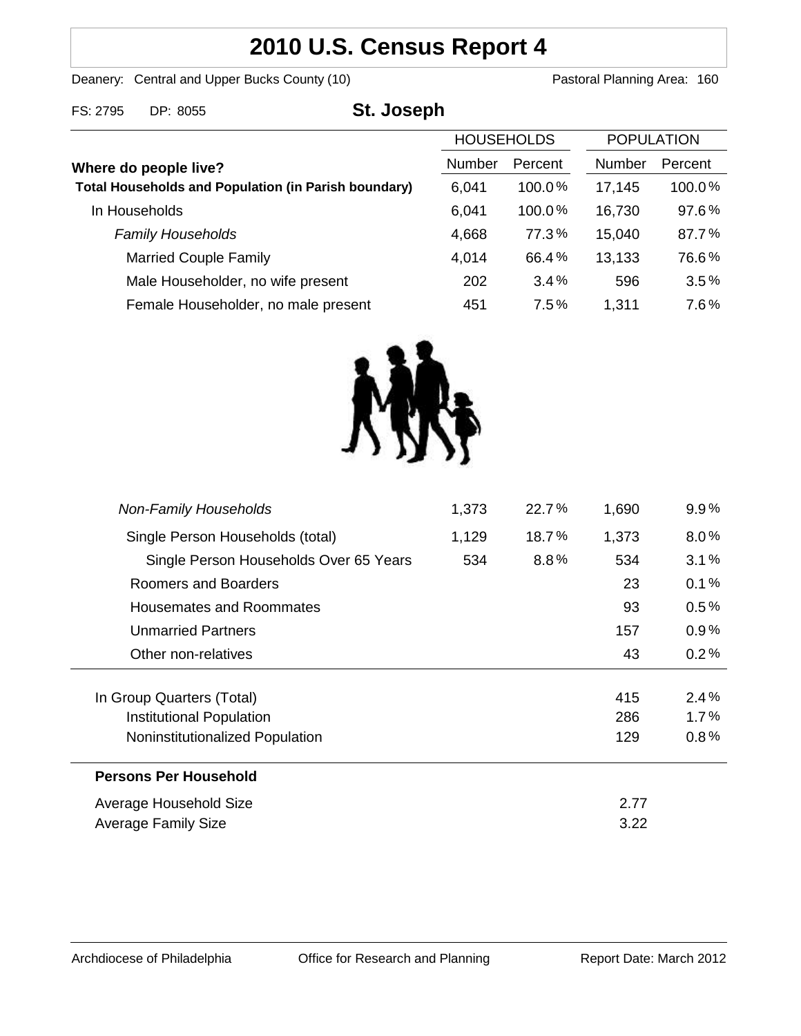# 2010 U.S. Census Report 4

Deanery: Central and Upper Bucks County (10) Pastoral Planning Area: 160

FS: 2795 DP: 8055

## St. Joseph

| Where do people live? | HOUSEHOLDS Number | HOUSEHOLDS Percent | POPULATION Number | POPULATION Percent |
|---|---|---|---|---|
| **Total Households and Population (in Parish boundary)** | 6,041 | 100.0% | 17,145 | 100.0% |
| In Households | 6,041 | 100.0% | 16,730 | 97.6% |
| *Family Households* | 4,668 | 77.3% | 15,040 | 87.7% |
| Married Couple Family | 4,014 | 66.4% | 13,133 | 76.6% |
| Male Householder, no wife present | 202 | 3.4% | 596 | 3.5% |
| Female Householder, no male present | 451 | 7.5% | 1,311 | 7.6% |
| *Non-Family Households* | 1,373 | 22.7% | 1,690 | 9.9% |
| Single Person Households (total) | 1,129 | 18.7% | 1,373 | 8.0% |
| Single Person Households Over 65 Years | 534 | 8.8% | 534 | 3.1% |
| Roomers and Boarders | | | 23 | 0.1% |
| Housemates and Roommates | | | 93 | 0.5% |
| Unmarried Partners | | | 157 | 0.9% |
| Other non-relatives | | | 43 | 0.2% |
| In Group Quarters (Total) | | | 415 | 2.4% |
| Institutional Population | | | 286 | 1.7% |
| Noninstitutionalized Population | | | 129 | 0.8% |

**Persons Per Household**

| | |
|---|---|
| Average Household Size | 2.77 |
| Average Family Size | 3.22 |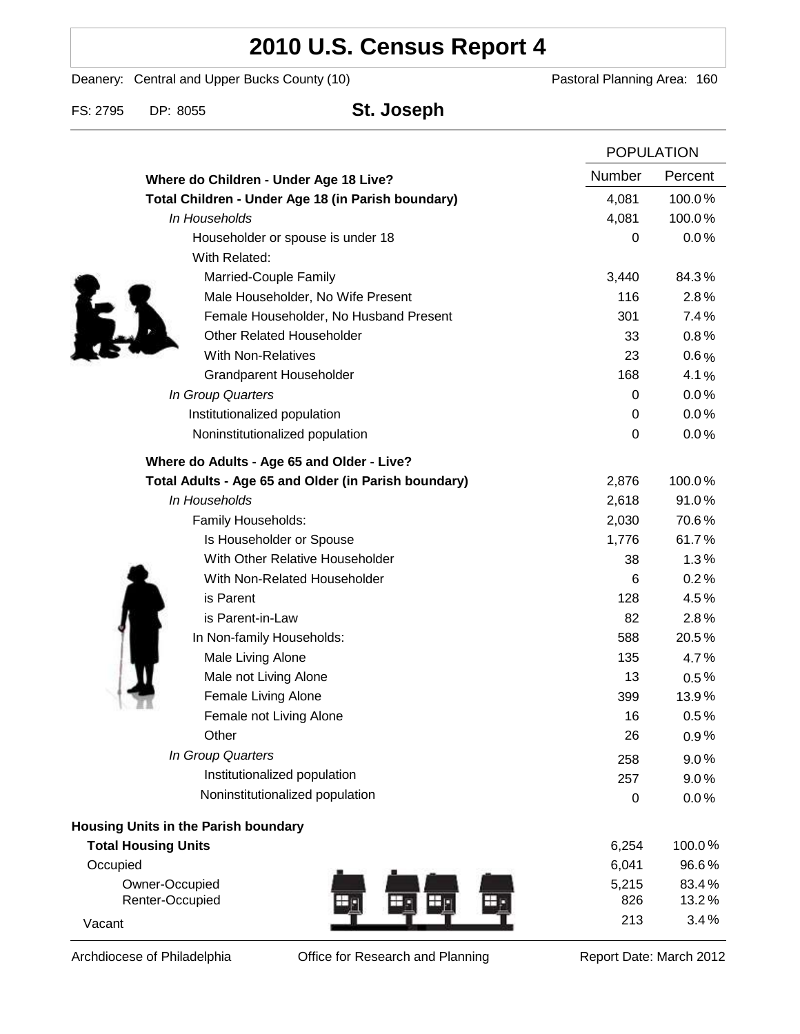# 2010 U.S. Census Report 4

Deanery: Central and Upper Bucks County (10)　　　　Pastoral Planning Area: 160

FS: 2795　DP: 8055　**St. Joseph**

| | POPULATION | |
|---|---|---|
| | Number | Percent |
| **Where do Children - Under Age 18 Live?** | | |
| **Total Children - Under Age 18 (in Parish boundary)** | 4,081 | 100.0% |
| *In Households* | 4,081 | 100.0% |
| Householder or spouse is under 18 | 0 | 0.0% |
| With Related: | | |
| Married-Couple Family | 3,440 | 84.3% |
| Male Householder, No Wife Present | 116 | 2.8% |
| Female Householder, No Husband Present | 301 | 7.4% |
| Other Related Householder | 33 | 0.8% |
| With Non-Relatives | 23 | 0.6% |
| Grandparent Householder | 168 | 4.1% |
| *In Group Quarters* | 0 | 0.0% |
| Institutionalized population | 0 | 0.0% |
| Noninstitutionalized population | 0 | 0.0% |
| **Where do Adults - Age 65 and Older - Live?** | | |
| **Total Adults - Age 65 and Older (in Parish boundary)** | 2,876 | 100.0% |
| *In Households* | 2,618 | 91.0% |
| Family Households: | 2,030 | 70.6% |
| Is Householder or Spouse | 1,776 | 61.7% |
| With Other Relative Householder | 38 | 1.3% |
| With Non-Related Householder | 6 | 0.2% |
| is Parent | 128 | 4.5% |
| is Parent-in-Law | 82 | 2.8% |
| In Non-family Households: | 588 | 20.5% |
| Male Living Alone | 135 | 4.7% |
| Male not Living Alone | 13 | 0.5% |
| Female Living Alone | 399 | 13.9% |
| Female not Living Alone | 16 | 0.5% |
| Other | 26 | 0.9% |
| *In Group Quarters* | 258 | 9.0% |
| Institutionalized population | 257 | 9.0% |
| Noninstitutionalized population | 0 | 0.0% |
| **Housing Units in the Parish boundary** | | |
| **Total Housing Units** | 6,254 | 100.0% |
| Occupied | 6,041 | 96.6% |
| Owner-Occupied | 5,215 | 83.4% |
| Renter-Occupied | 826 | 13.2% |
| Vacant | 213 | 3.4% |

Archdiocese of Philadelphia　　Office for Research and Planning　　Report Date: March 2012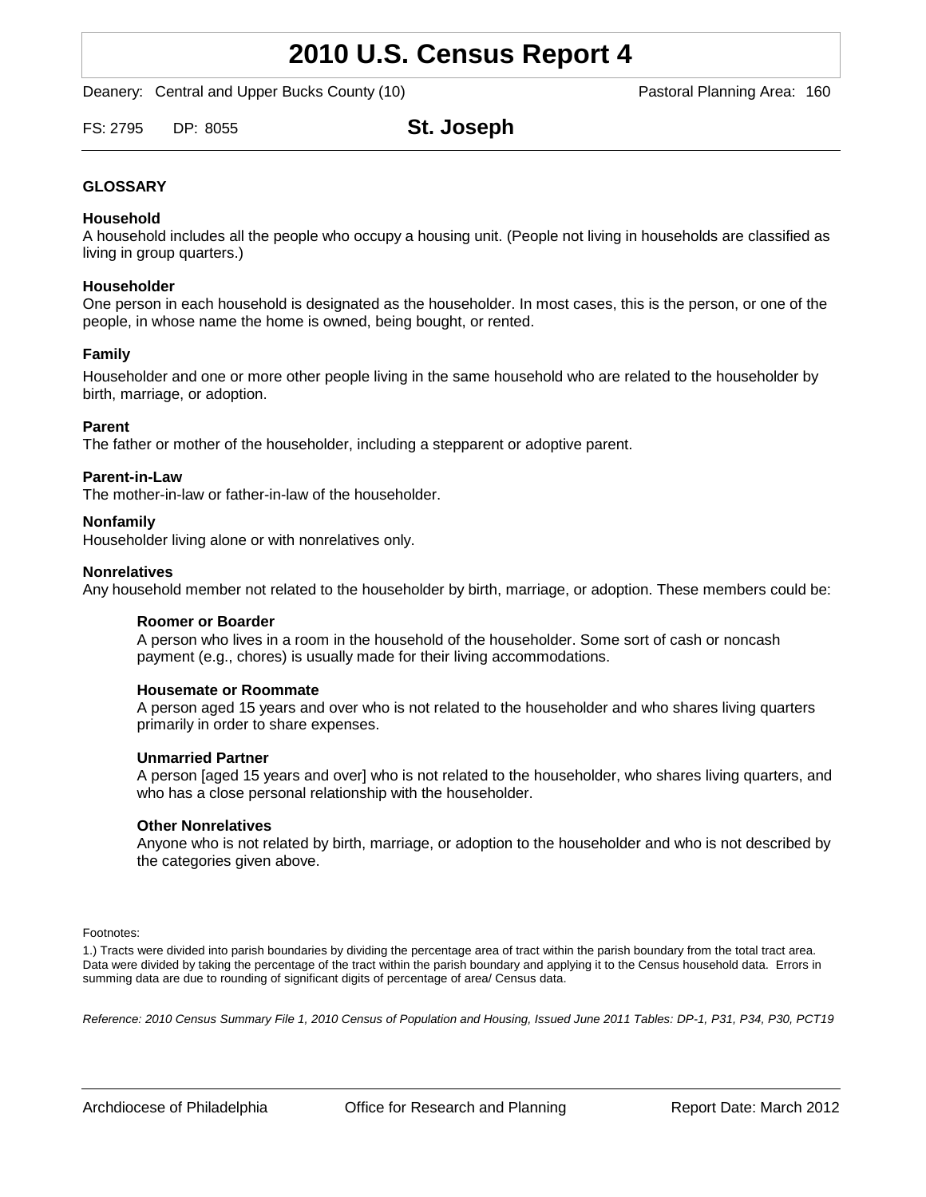# 2010 U.S. Census Report 4

Deanery: Central and Upper Bucks County (10)    Pastoral Planning Area: 160

FS: 2795    DP: 8055

## St. Joseph

### GLOSSARY

**Household**
A household includes all the people who occupy a housing unit. (People not living in households are classified as living in group quarters.)

**Householder**
One person in each household is designated as the householder. In most cases, this is the person, or one of the people, in whose name the home is owned, being bought, or rented.

**Family**

Householder and one or more other people living in the same household who are related to the householder by birth, marriage, or adoption.

**Parent**
The father or mother of the householder, including a stepparent or adoptive parent.

**Parent-in-Law**
The mother-in-law or father-in-law of the householder.

**Nonfamily**
Householder living alone or with nonrelatives only.

**Nonrelatives**
Any household member not related to the householder by birth, marriage, or adoption. These members could be:

> **Roomer or Boarder**
> A person who lives in a room in the household of the householder. Some sort of cash or noncash payment (e.g., chores) is usually made for their living accommodations.
>
> **Housemate or Roommate**
> A person aged 15 years and over who is not related to the householder and who shares living quarters primarily in order to share expenses.
>
> **Unmarried Partner**
> A person [aged 15 years and over] who is not related to the householder, who shares living quarters, and who has a close personal relationship with the householder.
>
> **Other Nonrelatives**
> Anyone who is not related by birth, marriage, or adoption to the householder and who is not described by the categories given above.

Footnotes:

1.) Tracts were divided into parish boundaries by dividing the percentage area of tract within the parish boundary from the total tract area. Data were divided by taking the percentage of the tract within the parish boundary and applying it to the Census household data. Errors in summing data are due to rounding of significant digits of percentage of area/ Census data.

*Reference: 2010 Census Summary File 1, 2010 Census of Population and Housing, Issued June 2011 Tables: DP-1, P31, P34, P30, PCT19*

Archdiocese of Philadelphia    Office for Research and Planning    Report Date: March 2012